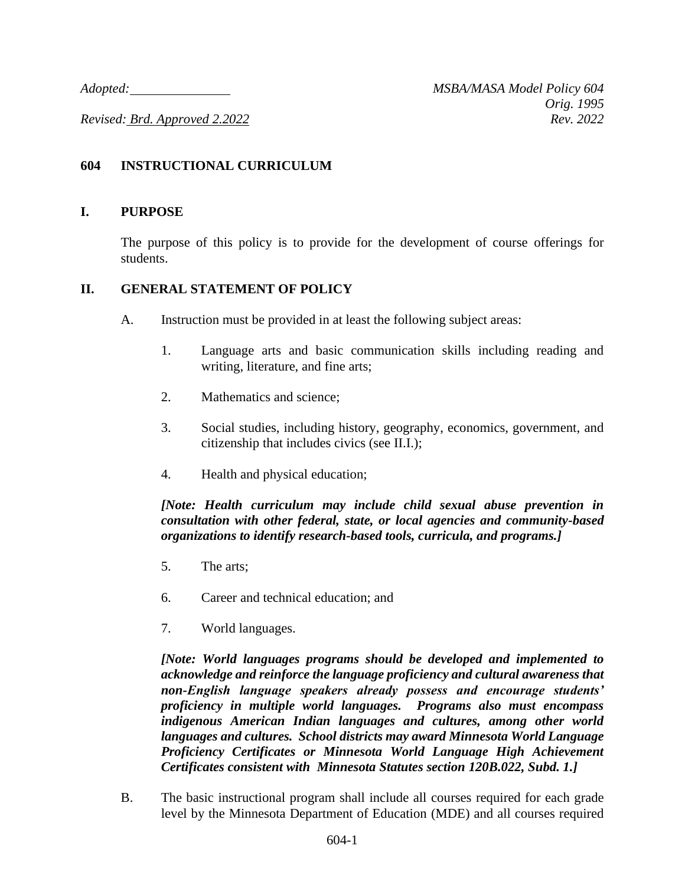*Adopted:* ______________ *MSBA/MASA Model Policy 604*
*Orig. 1995*
*Revised: Brd. Approved 2.2022* *Rev. 2022*

# 604 INSTRUCTIONAL CURRICULUM

## I. PURPOSE

The purpose of this policy is to provide for the development of course offerings for students.

## II. GENERAL STATEMENT OF POLICY

A. Instruction must be provided in at least the following subject areas:

1. Language arts and basic communication skills including reading and writing, literature, and fine arts;

2. Mathematics and science;

3. Social studies, including history, geography, economics, government, and citizenship that includes civics (see II.I.);

4. Health and physical education;

***[Note: Health curriculum may include child sexual abuse prevention in consultation with other federal, state, or local agencies and community-based organizations to identify research-based tools, curricula, and programs.]***

5. The arts;

6. Career and technical education; and

7. World languages.

***[Note: World languages programs should be developed and implemented to acknowledge and reinforce the language proficiency and cultural awareness that non-English language speakers already possess and encourage students' proficiency in multiple world languages. Programs also must encompass indigenous American Indian languages and cultures, among other world languages and cultures. School districts may award Minnesota World Language Proficiency Certificates or Minnesota World Language High Achievement Certificates consistent with Minnesota Statutes section 120B.022, Subd. 1.]***

B. The basic instructional program shall include all courses required for each grade level by the Minnesota Department of Education (MDE) and all courses required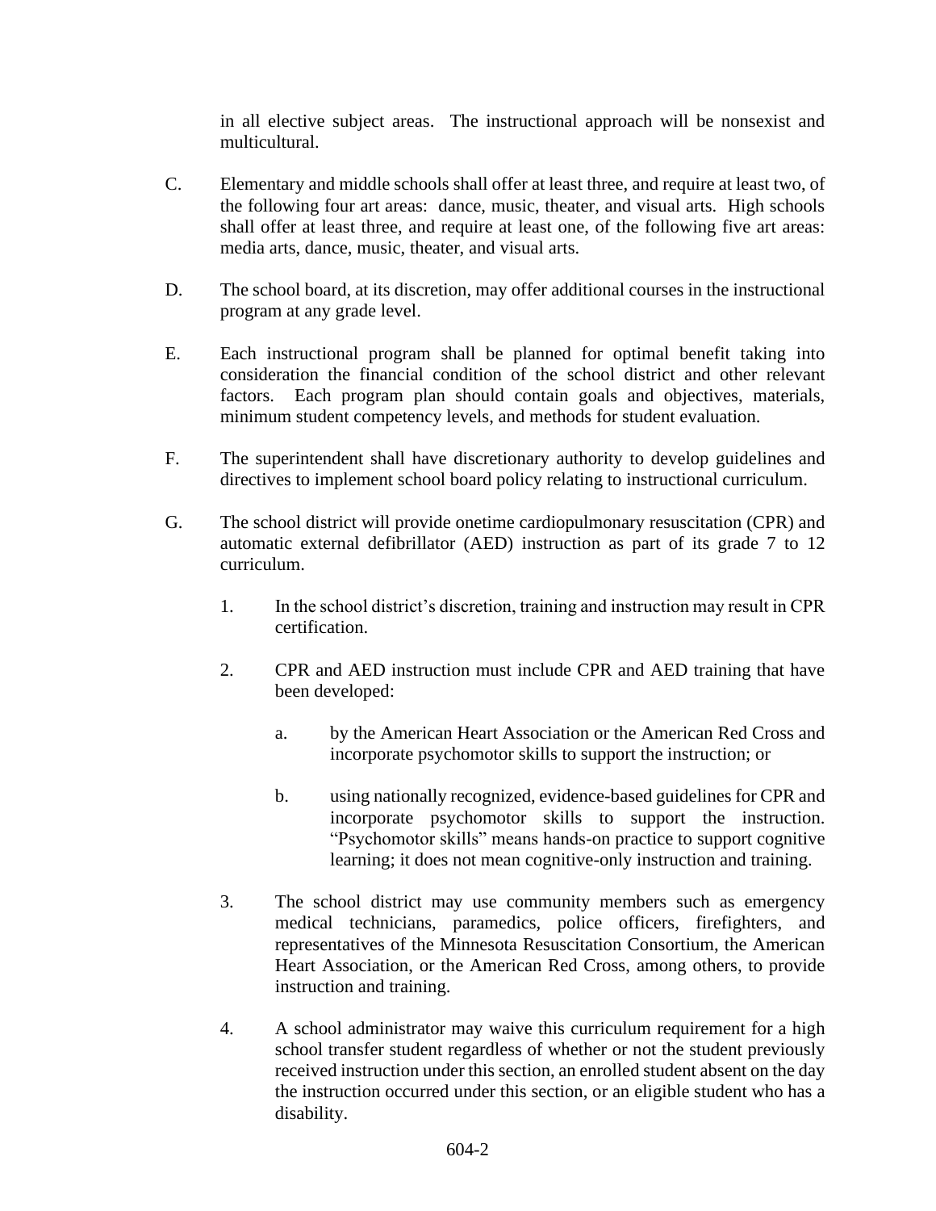in all elective subject areas. The instructional approach will be nonsexist and multicultural.

C. Elementary and middle schools shall offer at least three, and require at least two, of the following four art areas: dance, music, theater, and visual arts. High schools shall offer at least three, and require at least one, of the following five art areas: media arts, dance, music, theater, and visual arts.

D. The school board, at its discretion, may offer additional courses in the instructional program at any grade level.

E. Each instructional program shall be planned for optimal benefit taking into consideration the financial condition of the school district and other relevant factors. Each program plan should contain goals and objectives, materials, minimum student competency levels, and methods for student evaluation.

F. The superintendent shall have discretionary authority to develop guidelines and directives to implement school board policy relating to instructional curriculum.

G. The school district will provide onetime cardiopulmonary resuscitation (CPR) and automatic external defibrillator (AED) instruction as part of its grade 7 to 12 curriculum.

1. In the school district's discretion, training and instruction may result in CPR certification.

2. CPR and AED instruction must include CPR and AED training that have been developed:

    a. by the American Heart Association or the American Red Cross and incorporate psychomotor skills to support the instruction; or

    b. using nationally recognized, evidence-based guidelines for CPR and incorporate psychomotor skills to support the instruction. "Psychomotor skills" means hands-on practice to support cognitive learning; it does not mean cognitive-only instruction and training.

3. The school district may use community members such as emergency medical technicians, paramedics, police officers, firefighters, and representatives of the Minnesota Resuscitation Consortium, the American Heart Association, or the American Red Cross, among others, to provide instruction and training.

4. A school administrator may waive this curriculum requirement for a high school transfer student regardless of whether or not the student previously received instruction under this section, an enrolled student absent on the day the instruction occurred under this section, or an eligible student who has a disability.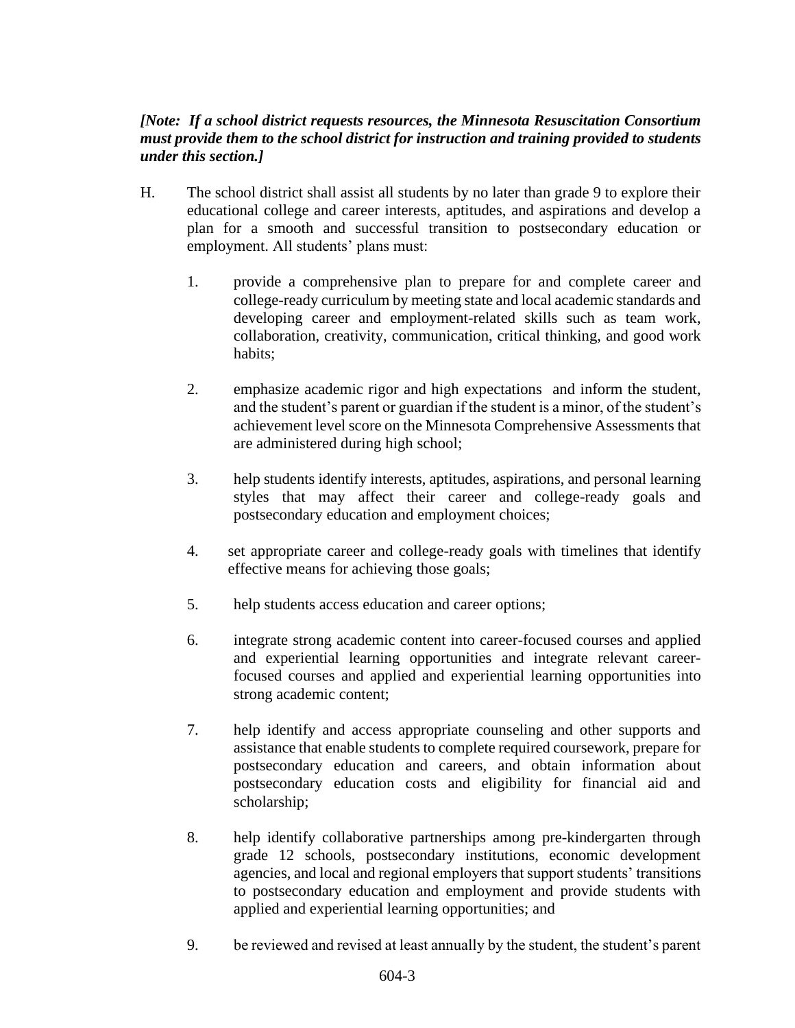***[Note: If a school district requests resources, the Minnesota Resuscitation Consortium must provide them to the school district for instruction and training provided to students under this section.]***

H. The school district shall assist all students by no later than grade 9 to explore their educational college and career interests, aptitudes, and aspirations and develop a plan for a smooth and successful transition to postsecondary education or employment. All students' plans must:

1. provide a comprehensive plan to prepare for and complete career and college-ready curriculum by meeting state and local academic standards and developing career and employment-related skills such as team work, collaboration, creativity, communication, critical thinking, and good work habits;

2. emphasize academic rigor and high expectations and inform the student, and the student's parent or guardian if the student is a minor, of the student's achievement level score on the Minnesota Comprehensive Assessments that are administered during high school;

3. help students identify interests, aptitudes, aspirations, and personal learning styles that may affect their career and college-ready goals and postsecondary education and employment choices;

4. set appropriate career and college-ready goals with timelines that identify effective means for achieving those goals;

5. help students access education and career options;

6. integrate strong academic content into career-focused courses and applied and experiential learning opportunities and integrate relevant career-focused courses and applied and experiential learning opportunities into strong academic content;

7. help identify and access appropriate counseling and other supports and assistance that enable students to complete required coursework, prepare for postsecondary education and careers, and obtain information about postsecondary education costs and eligibility for financial aid and scholarship;

8. help identify collaborative partnerships among pre-kindergarten through grade 12 schools, postsecondary institutions, economic development agencies, and local and regional employers that support students' transitions to postsecondary education and employment and provide students with applied and experiential learning opportunities; and

9. be reviewed and revised at least annually by the student, the student's parent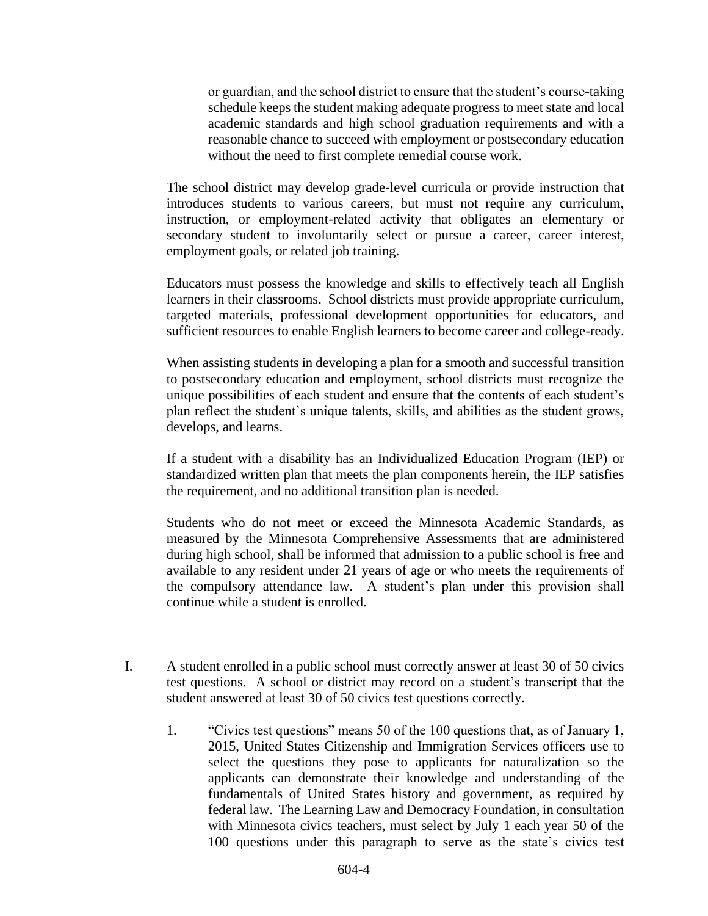or guardian, and the school district to ensure that the student's course-taking schedule keeps the student making adequate progress to meet state and local academic standards and high school graduation requirements and with a reasonable chance to succeed with employment or postsecondary education without the need to first complete remedial course work.

The school district may develop grade-level curricula or provide instruction that introduces students to various careers, but must not require any curriculum, instruction, or employment-related activity that obligates an elementary or secondary student to involuntarily select or pursue a career, career interest, employment goals, or related job training.

Educators must possess the knowledge and skills to effectively teach all English learners in their classrooms. School districts must provide appropriate curriculum, targeted materials, professional development opportunities for educators, and sufficient resources to enable English learners to become career and college-ready.

When assisting students in developing a plan for a smooth and successful transition to postsecondary education and employment, school districts must recognize the unique possibilities of each student and ensure that the contents of each student's plan reflect the student's unique talents, skills, and abilities as the student grows, develops, and learns.

If a student with a disability has an Individualized Education Program (IEP) or standardized written plan that meets the plan components herein, the IEP satisfies the requirement, and no additional transition plan is needed.

Students who do not meet or exceed the Minnesota Academic Standards, as measured by the Minnesota Comprehensive Assessments that are administered during high school, shall be informed that admission to a public school is free and available to any resident under 21 years of age or who meets the requirements of the compulsory attendance law. A student's plan under this provision shall continue while a student is enrolled.

I. A student enrolled in a public school must correctly answer at least 30 of 50 civics test questions. A school or district may record on a student's transcript that the student answered at least 30 of 50 civics test questions correctly.

   1. "Civics test questions" means 50 of the 100 questions that, as of January 1, 2015, United States Citizenship and Immigration Services officers use to select the questions they pose to applicants for naturalization so the applicants can demonstrate their knowledge and understanding of the fundamentals of United States history and government, as required by federal law. The Learning Law and Democracy Foundation, in consultation with Minnesota civics teachers, must select by July 1 each year 50 of the 100 questions under this paragraph to serve as the state's civics test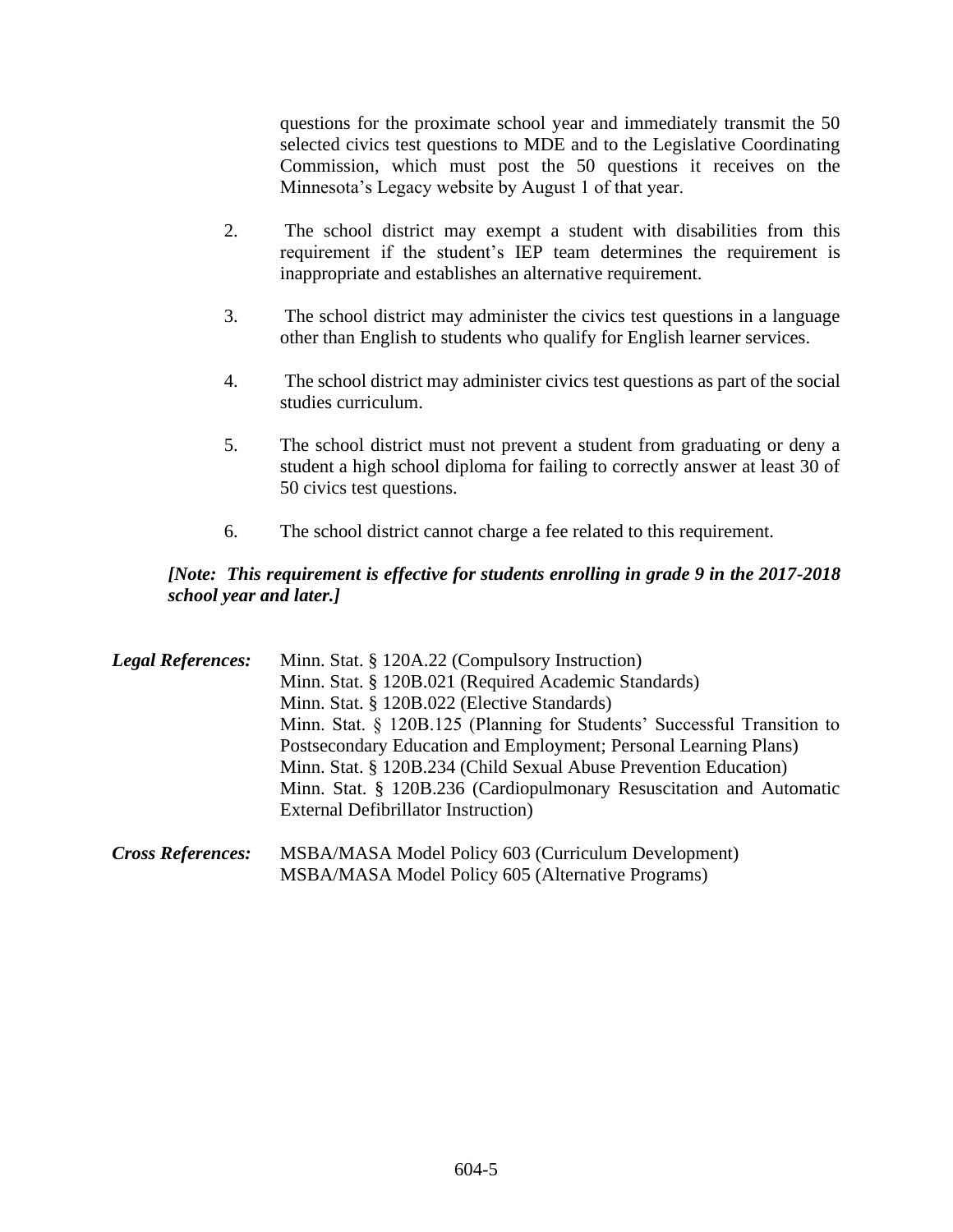questions for the proximate school year and immediately transmit the 50 selected civics test questions to MDE and to the Legislative Coordinating Commission, which must post the 50 questions it receives on the Minnesota's Legacy website by August 1 of that year.

2. The school district may exempt a student with disabilities from this requirement if the student's IEP team determines the requirement is inappropriate and establishes an alternative requirement.

3. The school district may administer the civics test questions in a language other than English to students who qualify for English learner services.

4. The school district may administer civics test questions as part of the social studies curriculum.

5. The school district must not prevent a student from graduating or deny a student a high school diploma for failing to correctly answer at least 30 of 50 civics test questions.

6. The school district cannot charge a fee related to this requirement.

***[Note: This requirement is effective for students enrolling in grade 9 in the 2017-2018 school year and later.]***

***Legal References:***
Minn. Stat. § 120A.22 (Compulsory Instruction)
Minn. Stat. § 120B.021 (Required Academic Standards)
Minn. Stat. § 120B.022 (Elective Standards)
Minn. Stat. § 120B.125 (Planning for Students' Successful Transition to Postsecondary Education and Employment; Personal Learning Plans)
Minn. Stat. § 120B.234 (Child Sexual Abuse Prevention Education)
Minn. Stat. § 120B.236 (Cardiopulmonary Resuscitation and Automatic External Defibrillator Instruction)

***Cross References:***
MSBA/MASA Model Policy 603 (Curriculum Development)
MSBA/MASA Model Policy 605 (Alternative Programs)